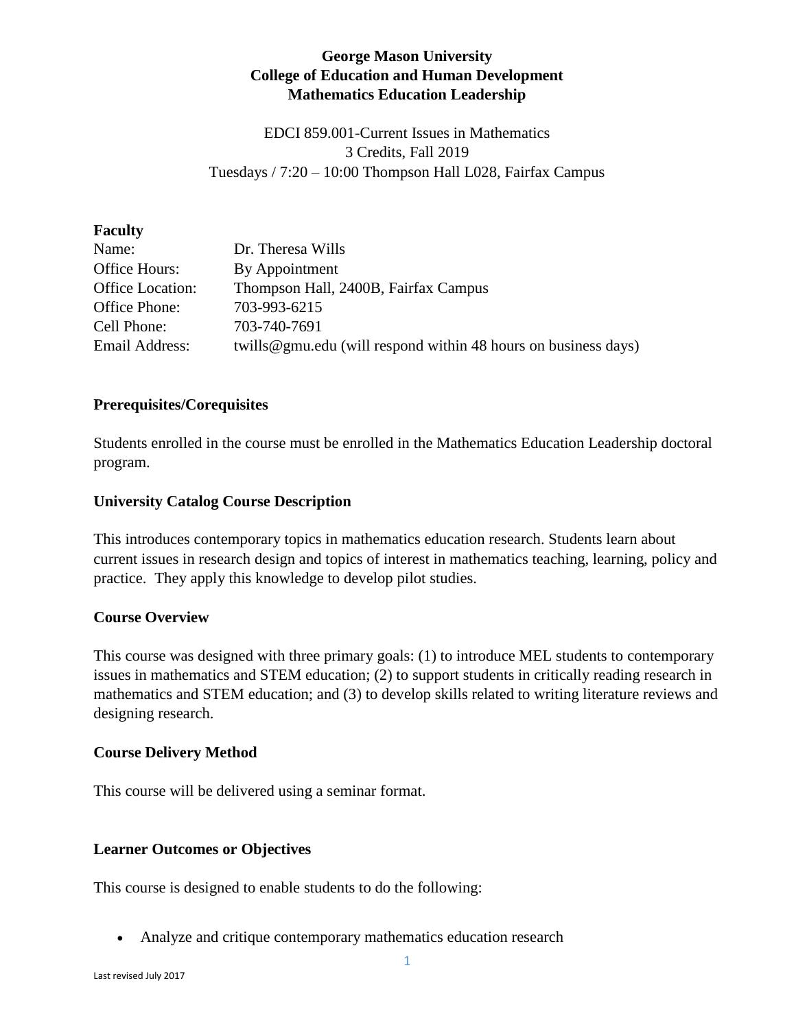**George Mason University**
**College of Education and Human Development**
**Mathematics Education Leadership**

EDCI 859.001-Current Issues in Mathematics
3 Credits, Fall 2019
Tuesdays / 7:20 – 10:00 Thompson Hall L028, Fairfax Campus

**Faculty**

| | |
|---|---|
| Name: | Dr. Theresa Wills |
| Office Hours: | By Appointment |
| Office Location: | Thompson Hall, 2400B, Fairfax Campus |
| Office Phone: | 703-993-6215 |
| Cell Phone: | 703-740-7691 |
| Email Address: | twills@gmu.edu (will respond within 48 hours on business days) |

**Prerequisites/Corequisites**

Students enrolled in the course must be enrolled in the Mathematics Education Leadership doctoral program.

**University Catalog Course Description**

This introduces contemporary topics in mathematics education research. Students learn about current issues in research design and topics of interest in mathematics teaching, learning, policy and practice. They apply this knowledge to develop pilot studies.

**Course Overview**

This course was designed with three primary goals: (1) to introduce MEL students to contemporary issues in mathematics and STEM education; (2) to support students in critically reading research in mathematics and STEM education; and (3) to develop skills related to writing literature reviews and designing research.

**Course Delivery Method**

This course will be delivered using a seminar format.

**Learner Outcomes or Objectives**

This course is designed to enable students to do the following:

- Analyze and critique contemporary mathematics education research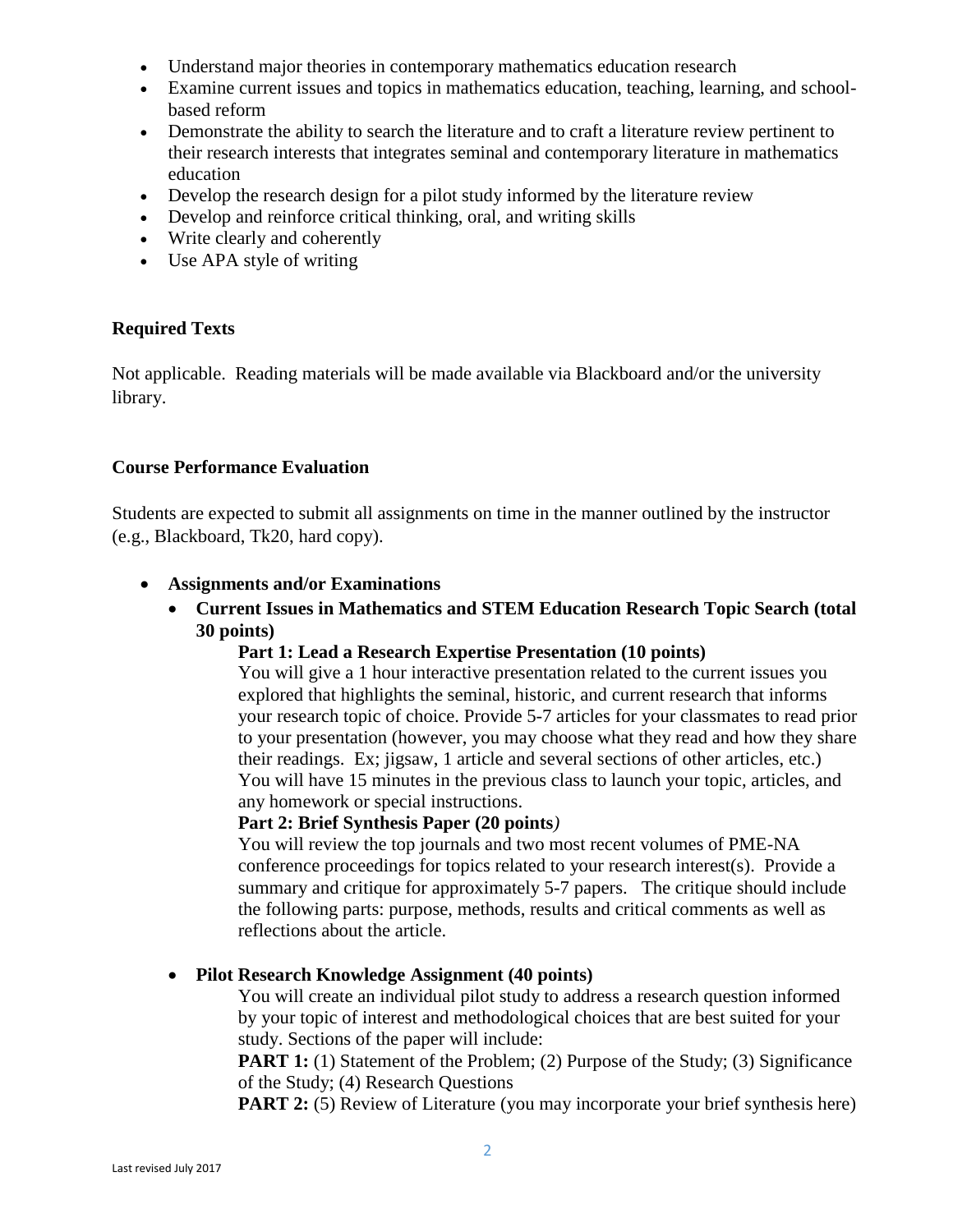- Understand major theories in contemporary mathematics education research
- Examine current issues and topics in mathematics education, teaching, learning, and school-based reform
- Demonstrate the ability to search the literature and to craft a literature review pertinent to their research interests that integrates seminal and contemporary literature in mathematics education
- Develop the research design for a pilot study informed by the literature review
- Develop and reinforce critical thinking, oral, and writing skills
- Write clearly and coherently
- Use APA style of writing

## Required Texts

Not applicable. Reading materials will be made available via Blackboard and/or the university library.

## Course Performance Evaluation

Students are expected to submit all assignments on time in the manner outlined by the instructor (e.g., Blackboard, Tk20, hard copy).

- **Assignments and/or Examinations**
  - **Current Issues in Mathematics and STEM Education Research Topic Search (total 30 points)**

    **Part 1: Lead a Research Expertise Presentation (10 points)**
    You will give a 1 hour interactive presentation related to the current issues you explored that highlights the seminal, historic, and current research that informs your research topic of choice. Provide 5-7 articles for your classmates to read prior to your presentation (however, you may choose what they read and how they share their readings. Ex; jigsaw, 1 article and several sections of other articles, etc.) You will have 15 minutes in the previous class to launch your topic, articles, and any homework or special instructions.

    **Part 2: Brief Synthesis Paper (20 points)**
    You will review the top journals and two most recent volumes of PME-NA conference proceedings for topics related to your research interest(s). Provide a summary and critique for approximately 5-7 papers. The critique should include the following parts: purpose, methods, results and critical comments as well as reflections about the article.

  - **Pilot Research Knowledge Assignment (40 points)**

    You will create an individual pilot study to address a research question informed by your topic of interest and methodological choices that are best suited for your study. Sections of the paper will include:
    **PART 1:** (1) Statement of the Problem; (2) Purpose of the Study; (3) Significance of the Study; (4) Research Questions
    **PART 2:** (5) Review of Literature (you may incorporate your brief synthesis here)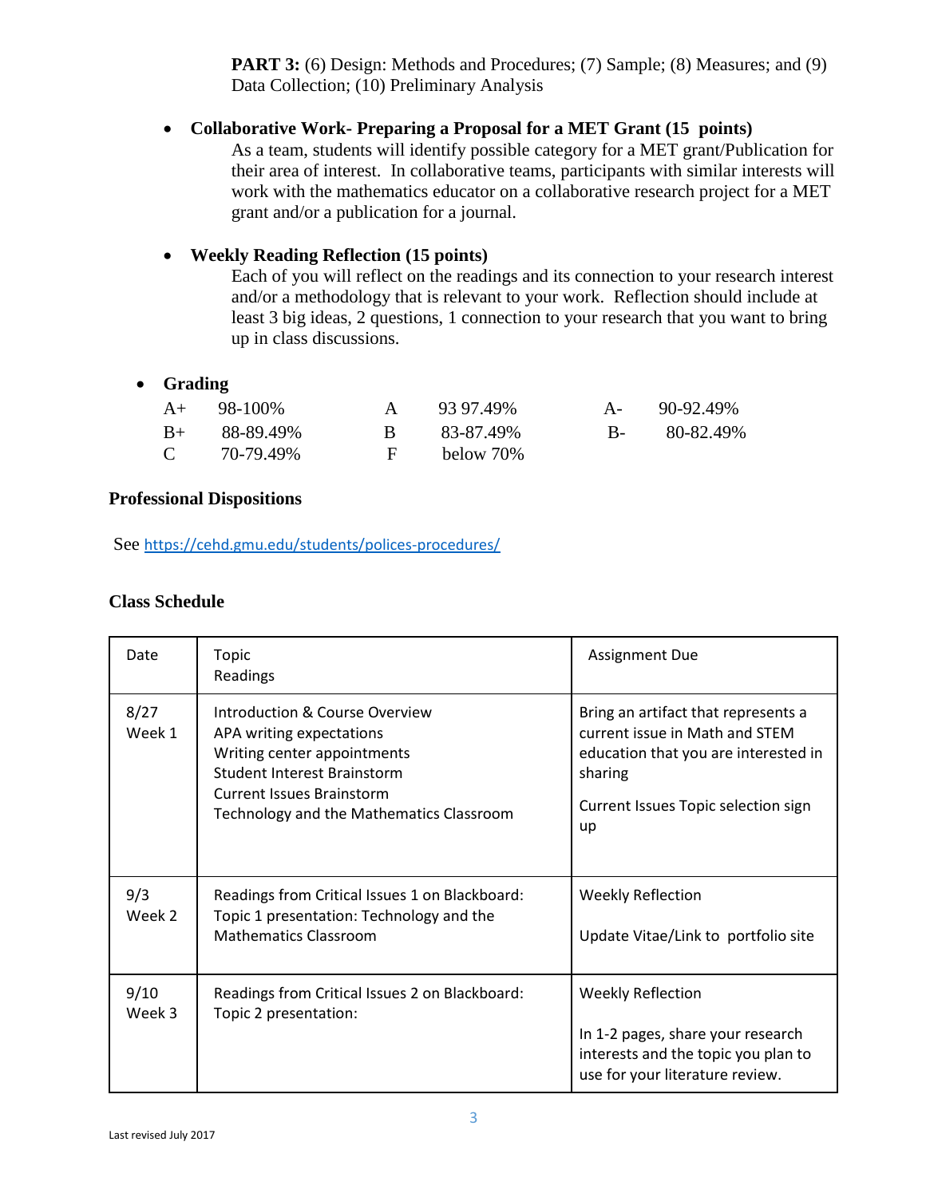**PART 3:** (6) Design: Methods and Procedures; (7) Sample; (8) Measures; and (9) Data Collection; (10) Preliminary Analysis

- **Collaborative Work- Preparing a Proposal for a MET Grant (15 points)**
  As a team, students will identify possible category for a MET grant/Publication for their area of interest. In collaborative teams, participants with similar interests will work with the mathematics educator on a collaborative research project for a MET grant and/or a publication for a journal.

- **Weekly Reading Reflection (15 points)**
  Each of you will reflect on the readings and its connection to your research interest and/or a methodology that is relevant to your work. Reflection should include at least 3 big ideas, 2 questions, 1 connection to your research that you want to bring up in class discussions.

- **Grading**

| | | | | | |
|---|---|---|---|---|---|
| A+ | 98-100% | A | 93 97.49% | A- | 90-92.49% |
| B+ | 88-89.49% | B | 83-87.49% | B- | 80-82.49% |
| C | 70-79.49% | F | below 70% | | |

### Professional Dispositions

See https://cehd.gmu.edu/students/polices-procedures/

### Class Schedule

| Date | Topic<br>Readings | Assignment Due |
|---|---|---|
| 8/27<br>Week 1 | Introduction & Course Overview<br>APA writing expectations<br>Writing center appointments<br>Student Interest Brainstorm<br>Current Issues Brainstorm<br>Technology and the Mathematics Classroom | Bring an artifact that represents a current issue in Math and STEM education that you are interested in sharing<br><br>Current Issues Topic selection sign up |
| 9/3<br>Week 2 | Readings from Critical Issues 1 on Blackboard:<br>Topic 1 presentation: Technology and the Mathematics Classroom | Weekly Reflection<br><br>Update Vitae/Link to portfolio site |
| 9/10<br>Week 3 | Readings from Critical Issues 2 on Blackboard:<br>Topic 2 presentation: | Weekly Reflection<br><br>In 1-2 pages, share your research interests and the topic you plan to use for your literature review. |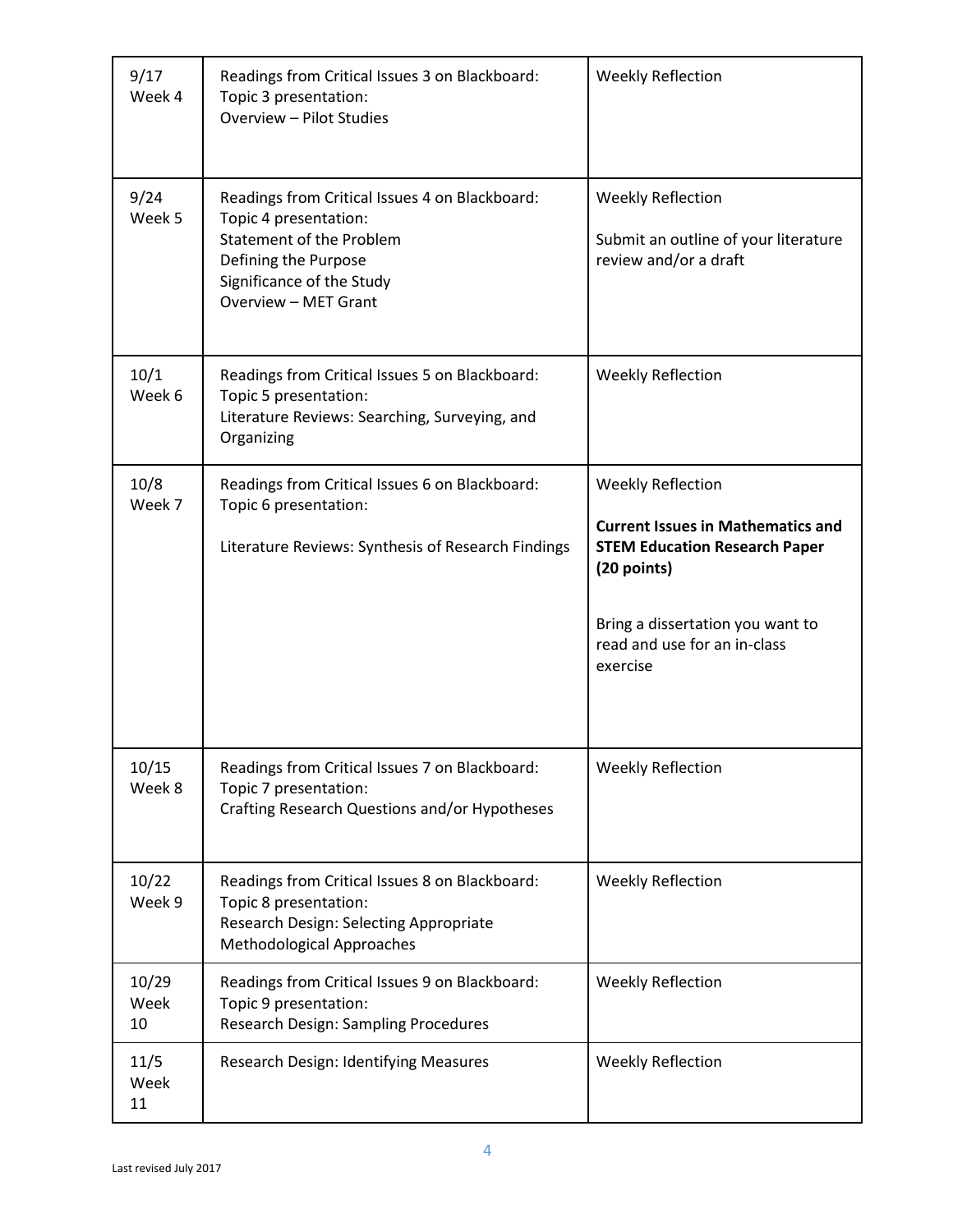| 9/17 Week 4 | Readings from Critical Issues 3 on Blackboard: Topic 3 presentation: Overview – Pilot Studies | Weekly Reflection |
|---|---|---|
| 9/24 Week 5 | Readings from Critical Issues 4 on Blackboard: Topic 4 presentation: Statement of the Problem Defining the Purpose Significance of the Study Overview – MET Grant | Weekly Reflection<br><br>Submit an outline of your literature review and/or a draft |
| 10/1 Week 6 | Readings from Critical Issues 5 on Blackboard: Topic 5 presentation: Literature Reviews: Searching, Surveying, and Organizing | Weekly Reflection |
| 10/8 Week 7 | Readings from Critical Issues 6 on Blackboard: Topic 6 presentation:<br><br>Literature Reviews: Synthesis of Research Findings | Weekly Reflection<br><br>**Current Issues in Mathematics and STEM Education Research Paper (20 points)**<br><br>Bring a dissertation you want to read and use for an in-class exercise |
| 10/15 Week 8 | Readings from Critical Issues 7 on Blackboard: Topic 7 presentation: Crafting Research Questions and/or Hypotheses | Weekly Reflection |
| 10/22 Week 9 | Readings from Critical Issues 8 on Blackboard: Topic 8 presentation: Research Design: Selecting Appropriate Methodological Approaches | Weekly Reflection |
| 10/29 Week 10 | Readings from Critical Issues 9 on Blackboard: Topic 9 presentation: Research Design: Sampling Procedures | Weekly Reflection |
| 11/5 Week 11 | Research Design: Identifying Measures | Weekly Reflection |

Last revised July 2017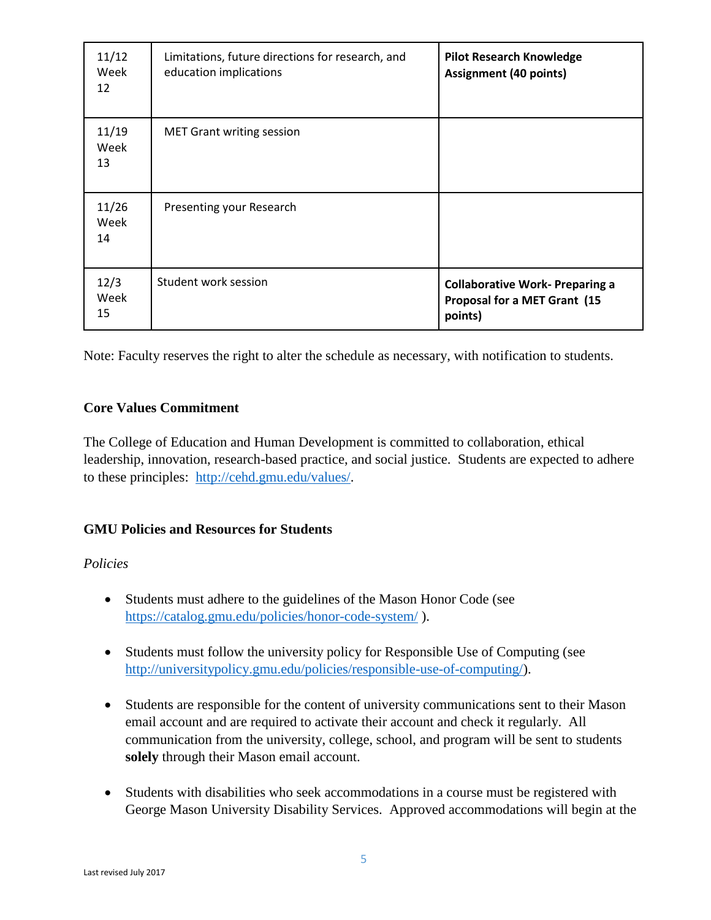| | | |
|---|---|---|
| 11/12 Week 12 | Limitations, future directions for research, and education implications | **Pilot Research Knowledge Assignment (40 points)** |
| 11/19 Week 13 | MET Grant writing session | |
| 11/26 Week 14 | Presenting your Research | |
| 12/3 Week 15 | Student work session | **Collaborative Work- Preparing a Proposal for a MET Grant (15 points)** |

Note: Faculty reserves the right to alter the schedule as necessary, with notification to students.

**Core Values Commitment**

The College of Education and Human Development is committed to collaboration, ethical leadership, innovation, research-based practice, and social justice. Students are expected to adhere to these principles: http://cehd.gmu.edu/values/.

**GMU Policies and Resources for Students**

*Policies*

- Students must adhere to the guidelines of the Mason Honor Code (see https://catalog.gmu.edu/policies/honor-code-system/ ).

- Students must follow the university policy for Responsible Use of Computing (see http://universitypolicy.gmu.edu/policies/responsible-use-of-computing/).

- Students are responsible for the content of university communications sent to their Mason email account and are required to activate their account and check it regularly. All communication from the university, college, school, and program will be sent to students **solely** through their Mason email account.

- Students with disabilities who seek accommodations in a course must be registered with George Mason University Disability Services. Approved accommodations will begin at the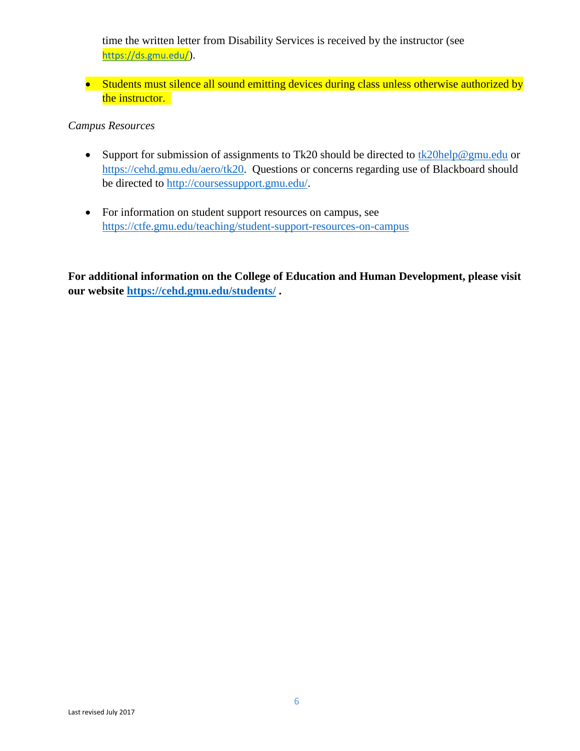time the written letter from Disability Services is received by the instructor (see https://ds.gmu.edu/).

- Students must silence all sound emitting devices during class unless otherwise authorized by the instructor.

*Campus Resources*

- Support for submission of assignments to Tk20 should be directed to tk20help@gmu.edu or https://cehd.gmu.edu/aero/tk20. Questions or concerns regarding use of Blackboard should be directed to http://coursessupport.gmu.edu/.

- For information on student support resources on campus, see https://ctfe.gmu.edu/teaching/student-support-resources-on-campus

**For additional information on the College of Education and Human Development, please visit our website https://cehd.gmu.edu/students/ .**

Last revised July 2017